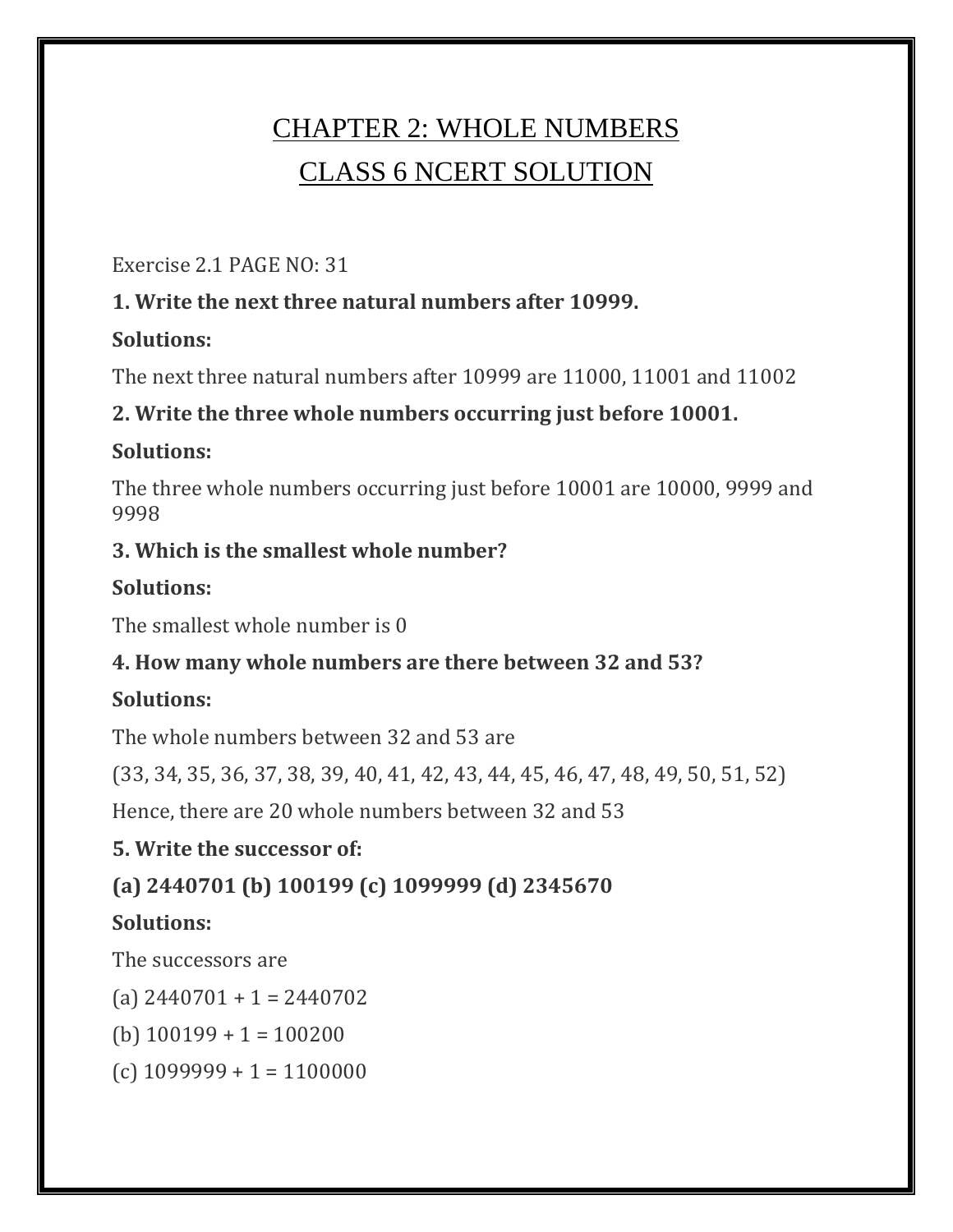# CHAPTER 2: WHOLE NUMBERS

# CLASS 6 NCERT SOLUTION

Exercise 2.1 PAGE NO: 31

**1. Write the next three natural numbers after 10999.**

**Solutions:**

The next three natural numbers after 10999 are 11000, 11001 and 11002

**2. Write the three whole numbers occurring just before 10001.**

**Solutions:**

The three whole numbers occurring just before 10001 are 10000, 9999 and 9998

**3. Which is the smallest whole number?**

**Solutions:**

The smallest whole number is 0

**4. How many whole numbers are there between 32 and 53?**

**Solutions:**

The whole numbers between 32 and 53 are

(33, 34, 35, 36, 37, 38, 39, 40, 41, 42, 43, 44, 45, 46, 47, 48, 49, 50, 51, 52)

Hence, there are 20 whole numbers between 32 and 53

**5. Write the successor of:**

**(a) 2440701 (b) 100199 (c) 1099999 (d) 2345670**

**Solutions:**

The successors are

(a) $2440701 + 1 = 2440702$

(b) $100199 + 1 = 100200$

(c) $1099999 + 1 = 1100000$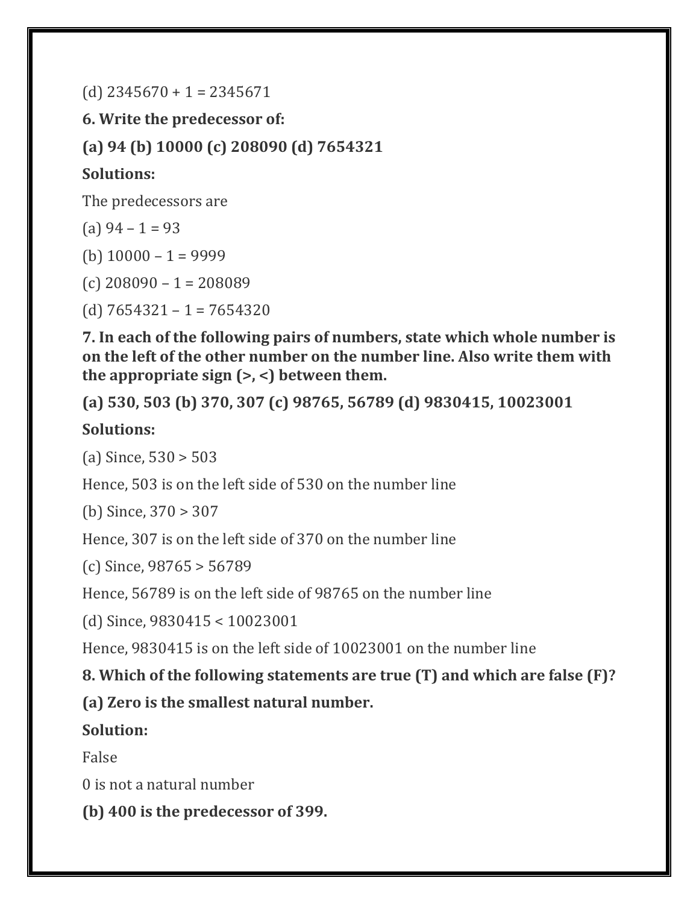(d) 2345670 + 1 = 2345671

**6. Write the predecessor of:**

**(a) 94 (b) 10000 (c) 208090 (d) 7654321**

**Solutions:**

The predecessors are

(a) 94 – 1 = 93

(b) 10000 – 1 = 9999

(c) 208090 – 1 = 208089

(d) 7654321 – 1 = 7654320

**7. In each of the following pairs of numbers, state which whole number is on the left of the other number on the number line. Also write them with the appropriate sign (>, <) between them.**

**(a) 530, 503 (b) 370, 307 (c) 98765, 56789 (d) 9830415, 10023001**

**Solutions:**

(a) Since, 530 > 503

Hence, 503 is on the left side of 530 on the number line

(b) Since, 370 > 307

Hence, 307 is on the left side of 370 on the number line

(c) Since, 98765 > 56789

Hence, 56789 is on the left side of 98765 on the number line

(d) Since, 9830415 < 10023001

Hence, 9830415 is on the left side of 10023001 on the number line

**8. Which of the following statements are true (T) and which are false (F)?**

**(a) Zero is the smallest natural number.**

**Solution:**

False

0 is not a natural number

**(b) 400 is the predecessor of 399.**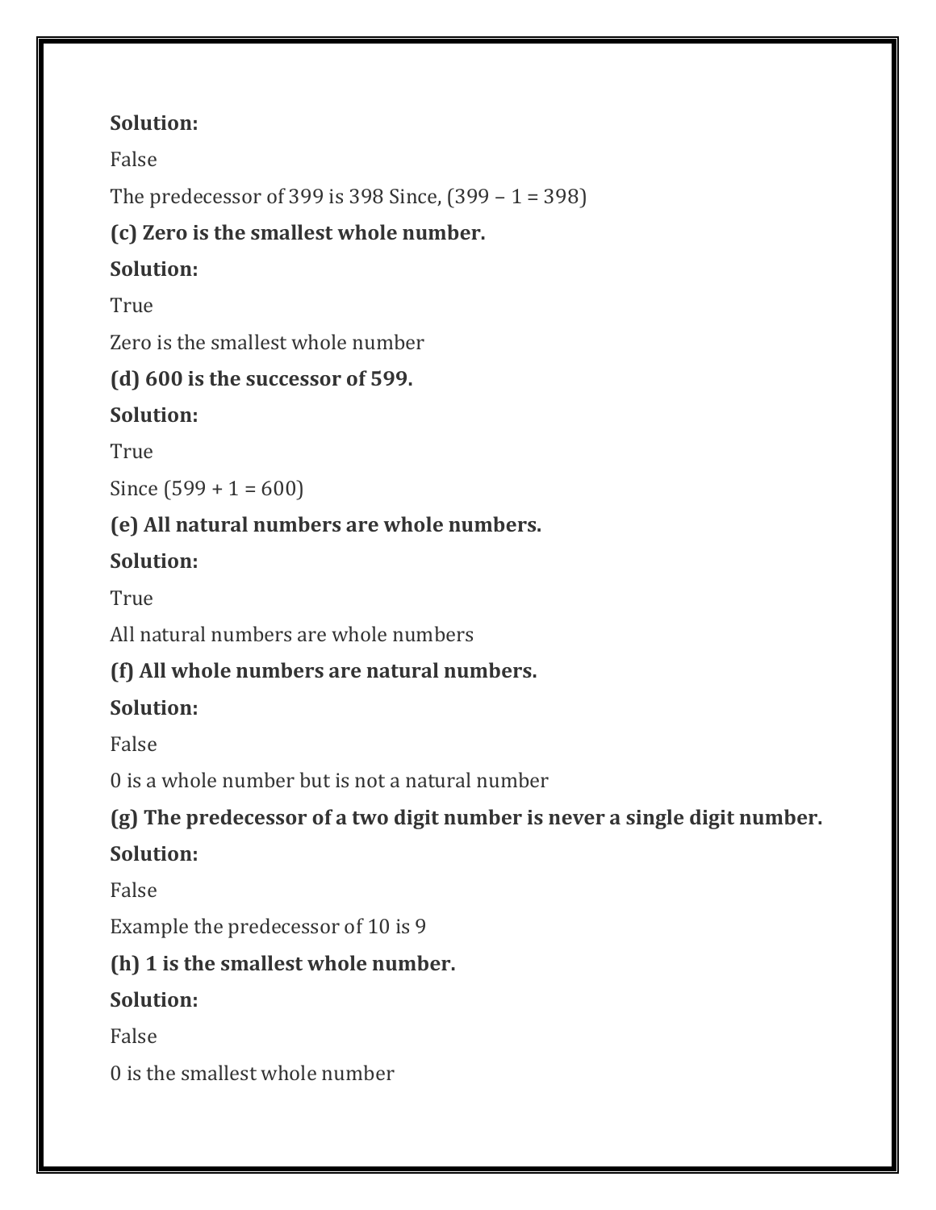**Solution:**

False

The predecessor of 399 is 398 Since, (399 – 1 = 398)

**(c) Zero is the smallest whole number.**

**Solution:**

True

Zero is the smallest whole number

**(d) 600 is the successor of 599.**

**Solution:**

True

Since (599 + 1 = 600)

**(e) All natural numbers are whole numbers.**

**Solution:**

True

All natural numbers are whole numbers

**(f) All whole numbers are natural numbers.**

**Solution:**

False

0 is a whole number but is not a natural number

**(g) The predecessor of a two digit number is never a single digit number.**

**Solution:**

False

Example the predecessor of 10 is 9

**(h) 1 is the smallest whole number.**

**Solution:**

False

0 is the smallest whole number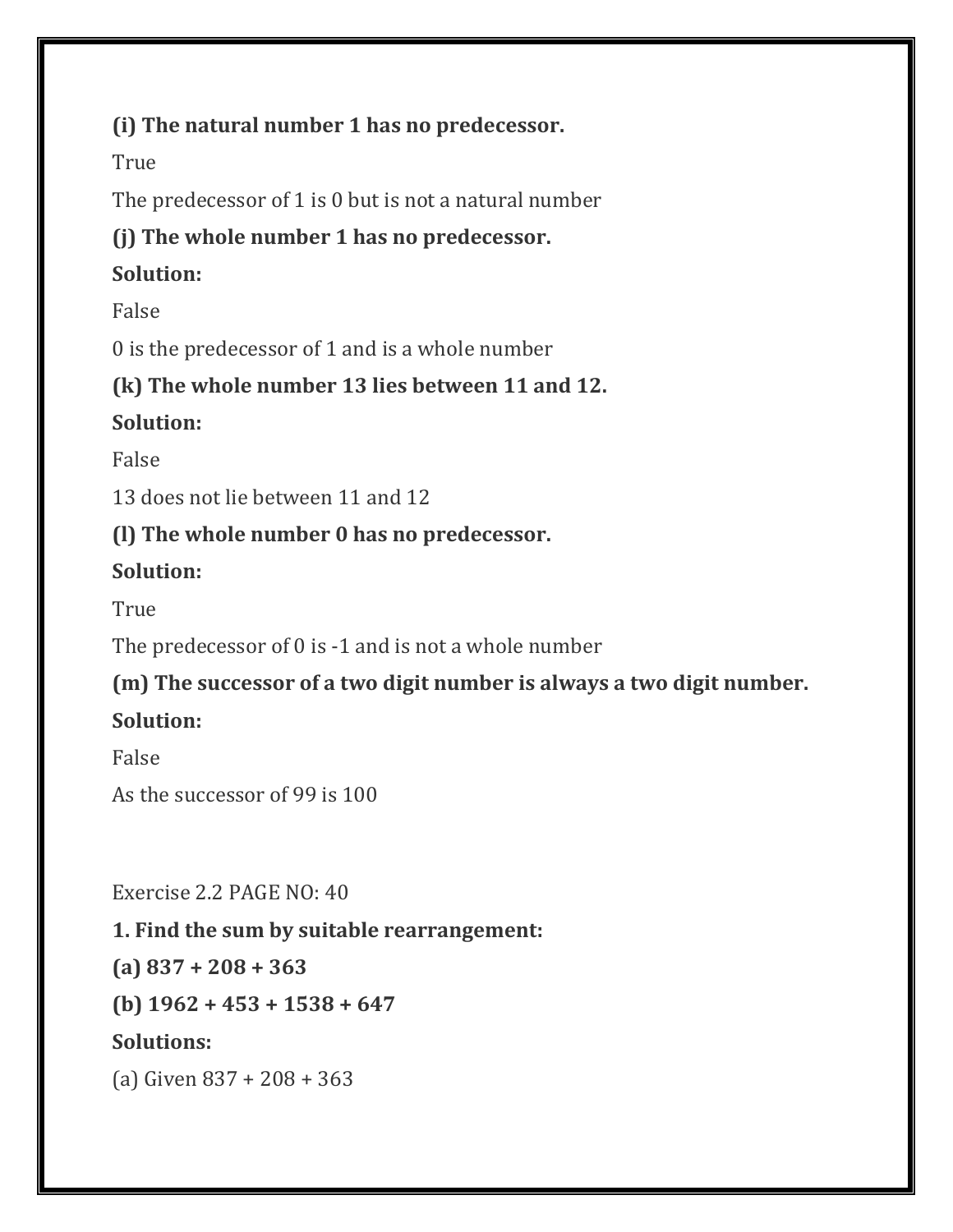**(i) The natural number 1 has no predecessor.**

True

The predecessor of 1 is 0 but is not a natural number

**(j) The whole number 1 has no predecessor.**

**Solution:**

False

0 is the predecessor of 1 and is a whole number

**(k) The whole number 13 lies between 11 and 12.**

**Solution:**

False

13 does not lie between 11 and 12

**(l) The whole number 0 has no predecessor.**

**Solution:**

True

The predecessor of 0 is -1 and is not a whole number

**(m) The successor of a two digit number is always a two digit number.**

**Solution:**

False

As the successor of 99 is 100

Exercise 2.2 PAGE NO: 40

**1. Find the sum by suitable rearrangement:**

**(a) 837 + 208 + 363**

**(b) 1962 + 453 + 1538 + 647**

**Solutions:**

(a) Given 837 + 208 + 363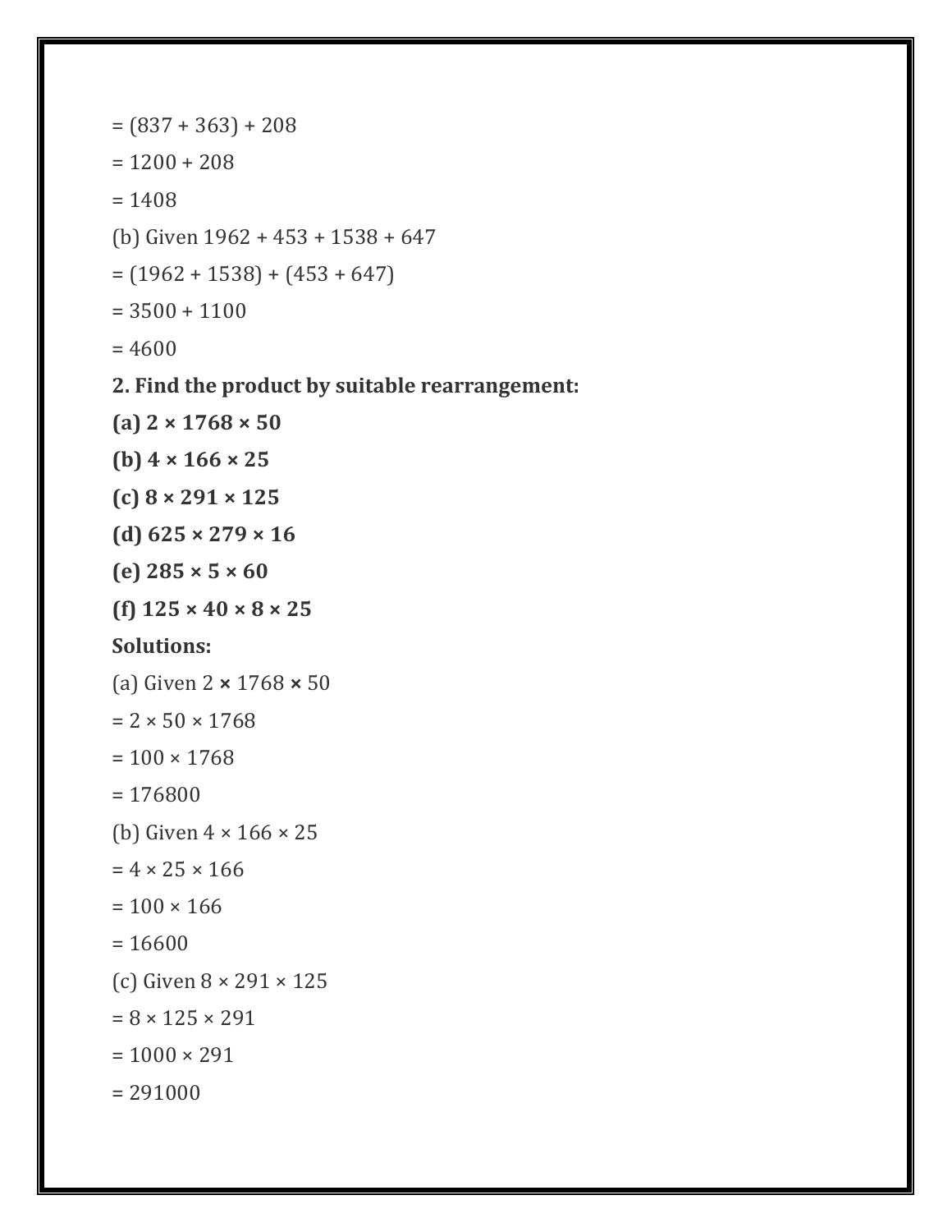= (837 + 363) + 208

= 1200 + 208

= 1408

(b) Given 1962 + 453 + 1538 + 647

= (1962 + 1538) + (453 + 647)

= 3500 + 1100

= 4600

**2. Find the product by suitable rearrangement:**

**(a) 2 × 1768 × 50**

**(b) 4 × 166 × 25**

**(c) 8 × 291 × 125**

**(d) 625 × 279 × 16**

**(e) 285 × 5 × 60**

**(f) 125 × 40 × 8 × 25**

**Solutions:**

(a) Given 2 × 1768 × 50

= 2 × 50 × 1768

= 100 × 1768

= 176800

(b) Given 4 × 166 × 25

= 4 × 25 × 166

= 100 × 166

= 16600

(c) Given 8 × 291 × 125

= 8 × 125 × 291

= 1000 × 291

= 291000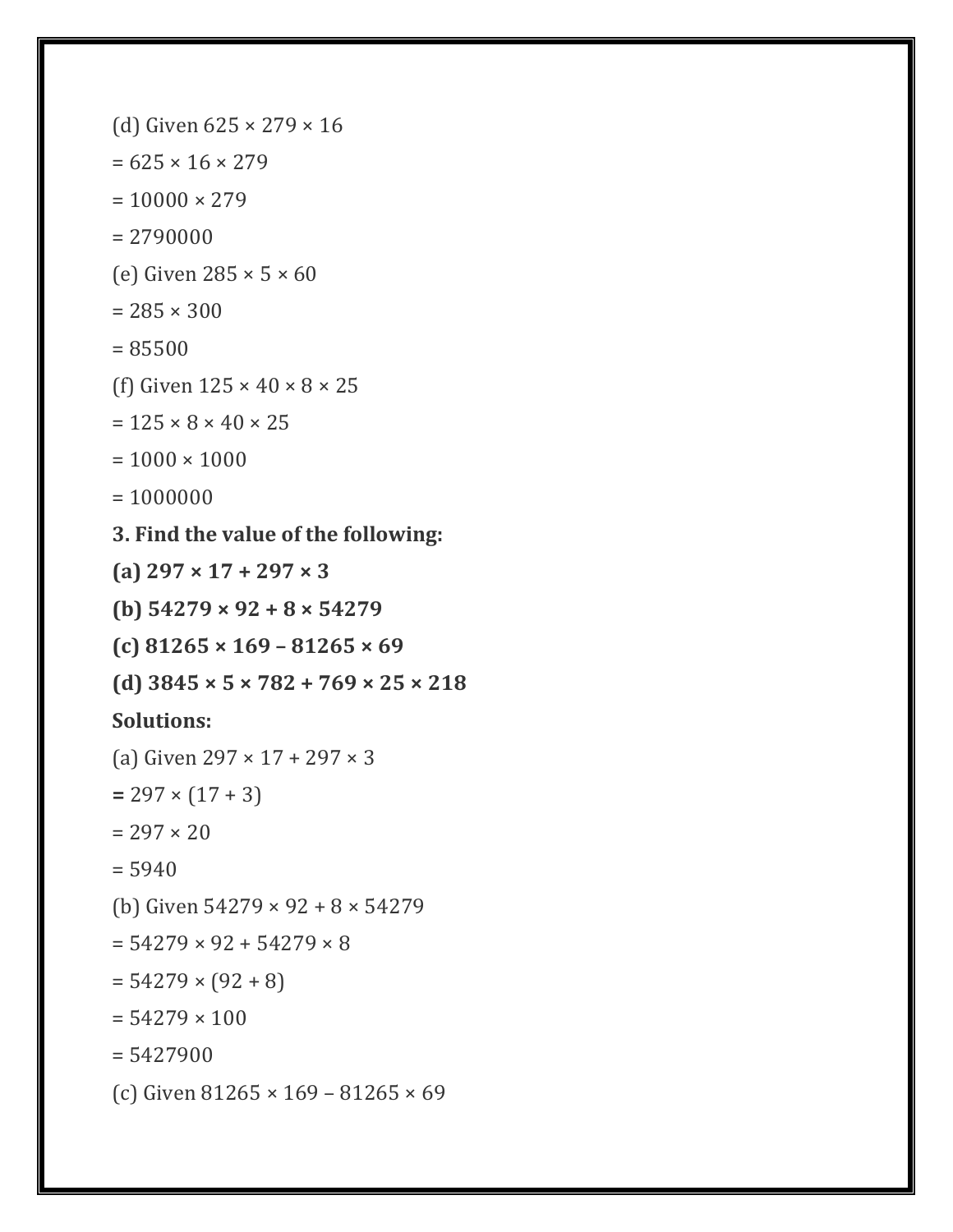(d) Given $625 \times 279 \times 16$

$= 625 \times 16 \times 279$

$= 10000 \times 279$

$= 2790000$

(e) Given $285 \times 5 \times 60$

$= 285 \times 300$

$= 85500$

(f) Given $125 \times 40 \times 8 \times 25$

$= 125 \times 8 \times 40 \times 25$

$= 1000 \times 1000$

$= 1000000$

**3. Find the value of the following:**

**(a) $297 \times 17 + 297 \times 3$**

**(b) $54279 \times 92 + 8 \times 54279$**

**(c) $81265 \times 169 – 81265 \times 69$**

**(d) $3845 \times 5 \times 782 + 769 \times 25 \times 218$**

**Solutions:**

(a) Given $297 \times 17 + 297 \times 3$

**=** $297 \times (17 + 3)$

$= 297 \times 20$

$= 5940$

(b) Given $54279 \times 92 + 8 \times 54279$

$= 54279 \times 92 + 54279 \times 8$

$= 54279 \times (92 + 8)$

$= 54279 \times 100$

$= 5427900$

(c) Given $81265 \times 169 – 81265 \times 69$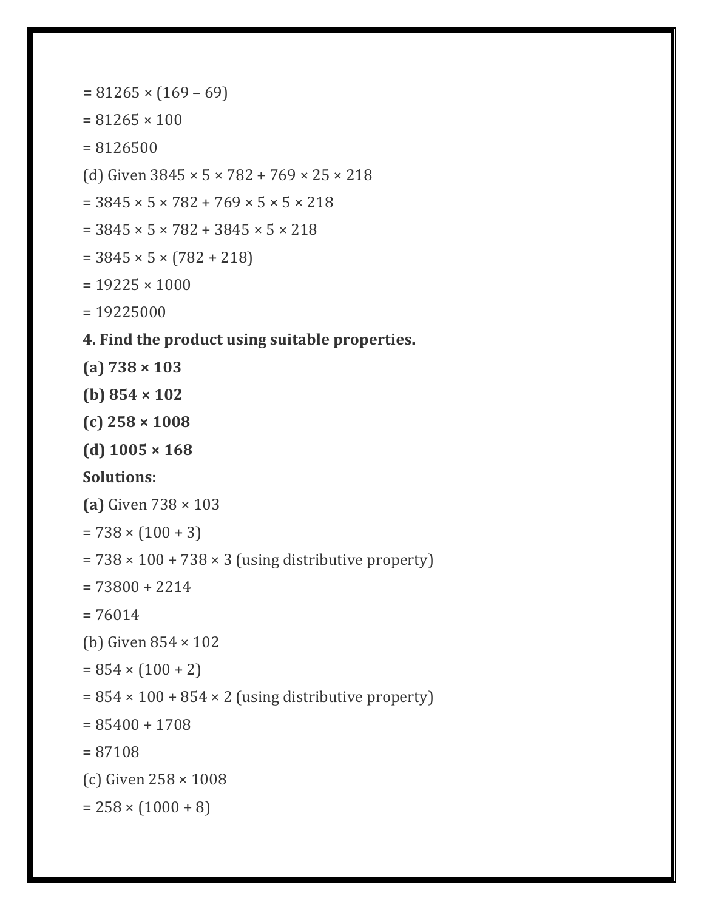**=** 81265 × (169 – 69)

= 81265 × 100

= 8126500

(d) Given 3845 × 5 × 782 + 769 × 25 × 218

= 3845 × 5 × 782 + 769 × 5 × 5 × 218

= 3845 × 5 × 782 + 3845 × 5 × 218

= 3845 × 5 × (782 + 218)

= 19225 × 1000

= 19225000

**4. Find the product using suitable properties.**

**(a) 738 × 103**

**(b) 854 × 102**

**(c) 258 × 1008**

**(d) 1005 × 168**

**Solutions:**

**(a)** Given 738 × 103

= 738 × (100 + 3)

= 738 × 100 + 738 × 3 (using distributive property)

= 73800 + 2214

= 76014

(b) Given 854 × 102

= 854 × (100 + 2)

= 854 × 100 + 854 × 2 (using distributive property)

= 85400 + 1708

= 87108

(c) Given 258 × 1008

= 258 × (1000 + 8)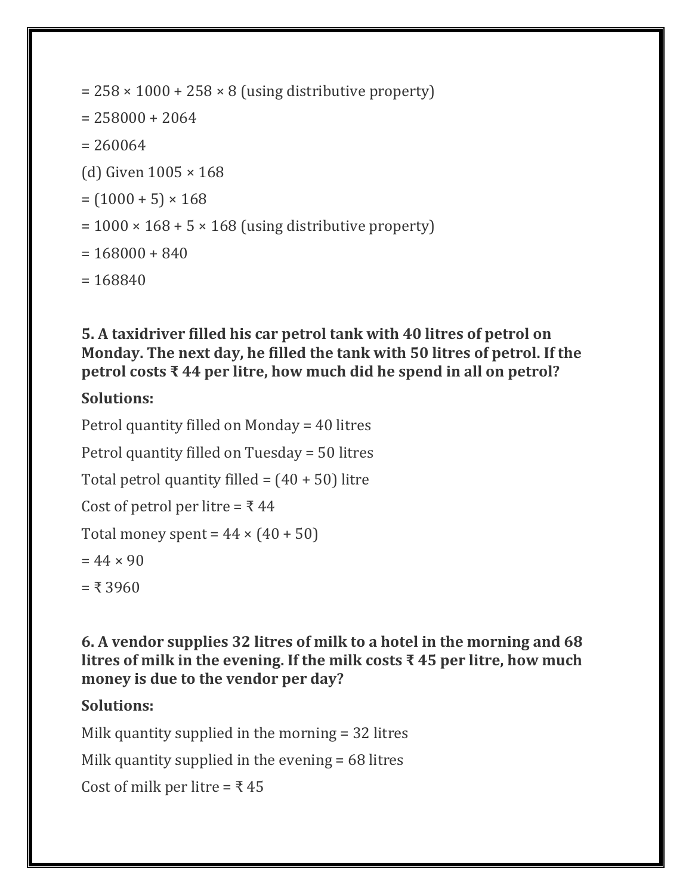$= 258 \times 1000 + 258 \times 8$ (using distributive property)

$= 258000 + 2064$

$= 260064$

(d) Given $1005 \times 168$

$= (1000 + 5) \times 168$

$= 1000 \times 168 + 5 \times 168$ (using distributive property)

$= 168000 + 840$

$= 168840$

**5. A taxidriver filled his car petrol tank with 40 litres of petrol on Monday. The next day, he filled the tank with 50 litres of petrol. If the petrol costs ₹ 44 per litre, how much did he spend in all on petrol?**

**Solutions:**

Petrol quantity filled on Monday = 40 litres

Petrol quantity filled on Tuesday = 50 litres

Total petrol quantity filled = (40 + 50) litre

Cost of petrol per litre = ₹ 44

Total money spent = $44 \times (40 + 50)$

$= 44 \times 90$

= ₹ 3960

**6. A vendor supplies 32 litres of milk to a hotel in the morning and 68 litres of milk in the evening. If the milk costs ₹ 45 per litre, how much money is due to the vendor per day?**

**Solutions:**

Milk quantity supplied in the morning = 32 litres

Milk quantity supplied in the evening = 68 litres

Cost of milk per litre = ₹ 45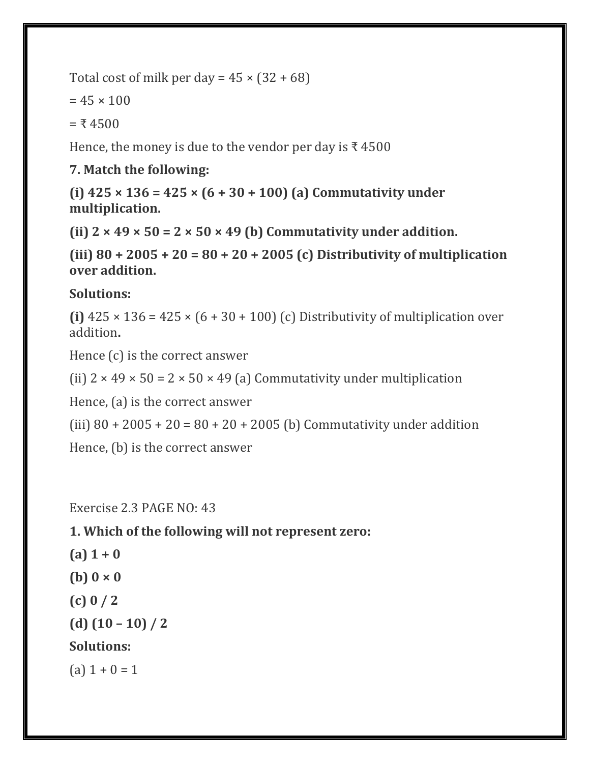Total cost of milk per day = $45 \times (32 + 68)$

$= 45 \times 100$

= ₹ 4500

Hence, the money is due to the vendor per day is ₹ 4500

**7. Match the following:**

**(i) $425 \times 136 = 425 \times (6 + 30 + 100)$ (a) Commutativity under multiplication.**

**(ii) $2 \times 49 \times 50 = 2 \times 50 \times 49$ (b) Commutativity under addition.**

**(iii) $80 + 2005 + 20 = 80 + 20 + 2005$ (c) Distributivity of multiplication over addition.**

**Solutions:**

**(i)** $425 \times 136 = 425 \times (6 + 30 + 100)$ (c) Distributivity of multiplication over addition**.**

Hence (c) is the correct answer

(ii) $2 \times 49 \times 50 = 2 \times 50 \times 49$ (a) Commutativity under multiplication

Hence, (a) is the correct answer

(iii) $80 + 2005 + 20 = 80 + 20 + 2005$ (b) Commutativity under addition

Hence, (b) is the correct answer

Exercise 2.3 PAGE NO: 43

**1. Which of the following will not represent zero:**

**(a) $1 + 0$**

**(b) $0 \times 0$**

**(c) $0 / 2$**

**(d) $(10 – 10) / 2$**

**Solutions:**

(a) $1 + 0 = 1$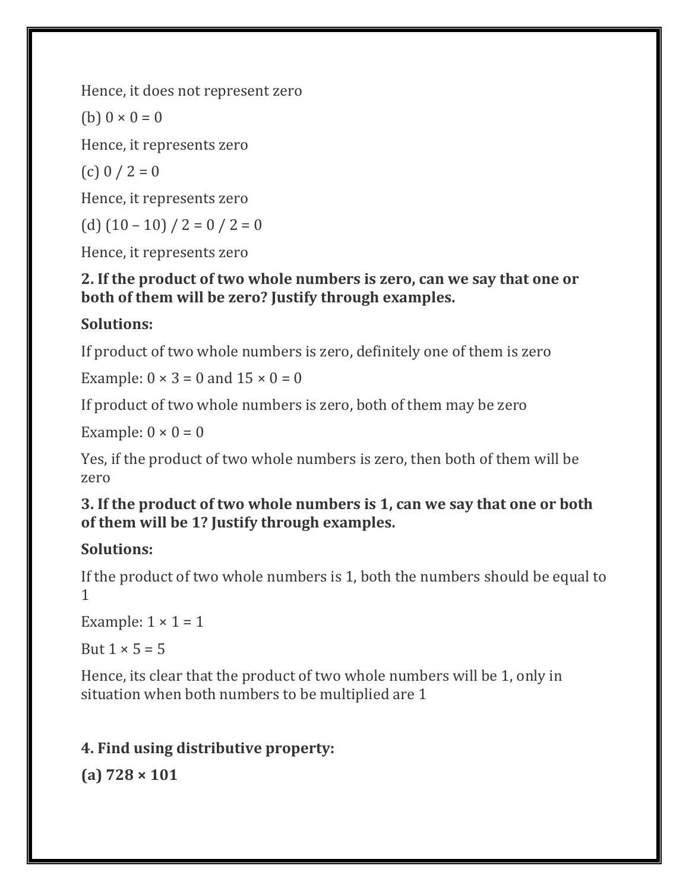Hence, it does not represent zero

(b) $0 \times 0 = 0$

Hence, it represents zero

(c) $0 / 2 = 0$

Hence, it represents zero

(d) $(10 - 10) / 2 = 0 / 2 = 0$

Hence, it represents zero

**2. If the product of two whole numbers is zero, can we say that one or both of them will be zero? Justify through examples.**

**Solutions:**

If product of two whole numbers is zero, definitely one of them is zero

Example: $0 \times 3 = 0$ and $15 \times 0 = 0$

If product of two whole numbers is zero, both of them may be zero

Example: $0 \times 0 = 0$

Yes, if the product of two whole numbers is zero, then both of them will be zero

**3. If the product of two whole numbers is 1, can we say that one or both of them will be 1? Justify through examples.**

**Solutions:**

If the product of two whole numbers is 1, both the numbers should be equal to 1

Example: $1 \times 1 = 1$

But $1 \times 5 = 5$

Hence, its clear that the product of two whole numbers will be 1, only in situation when both numbers to be multiplied are 1

**4. Find using distributive property:**

**(a) 728 × 101**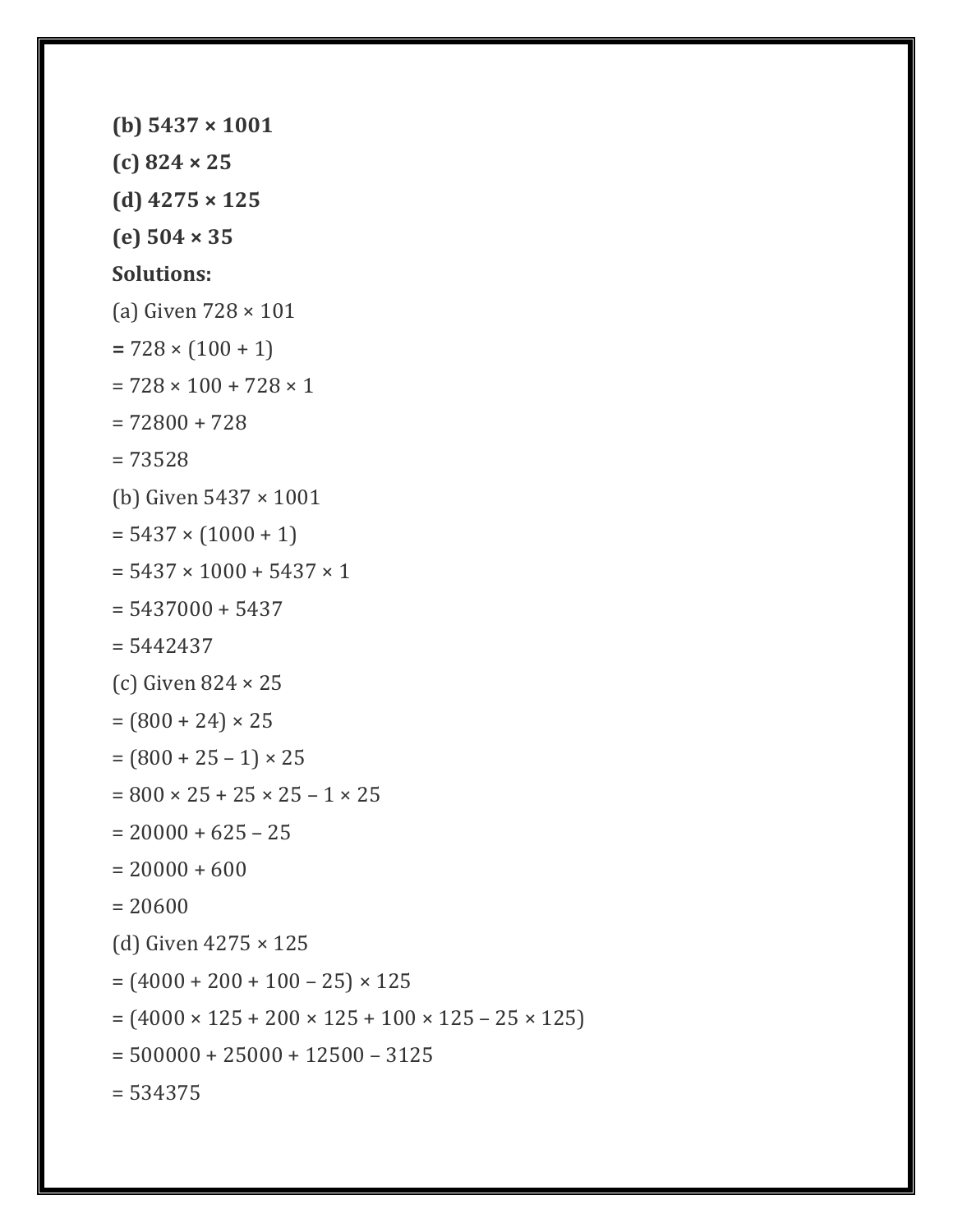**(b) 5437 × 1001**

**(c) 824 × 25**

**(d) 4275 × 125**

**(e) 504 × 35**

**Solutions:**

(a) Given 728 × 101

**=** 728 × (100 + 1)

= 728 × 100 + 728 × 1

= 72800 + 728

= 73528

(b) Given 5437 × 1001

= 5437 × (1000 + 1)

= 5437 × 1000 + 5437 × 1

= 5437000 + 5437

= 5442437

(c) Given 824 × 25

= (800 + 24) × 25

= (800 + 25 – 1) × 25

= 800 × 25 + 25 × 25 – 1 × 25

= 20000 + 625 – 25

= 20000 + 600

= 20600

(d) Given 4275 × 125

= (4000 + 200 + 100 – 25) × 125

= (4000 × 125 + 200 × 125 + 100 × 125 – 25 × 125)

= 500000 + 25000 + 12500 – 3125

= 534375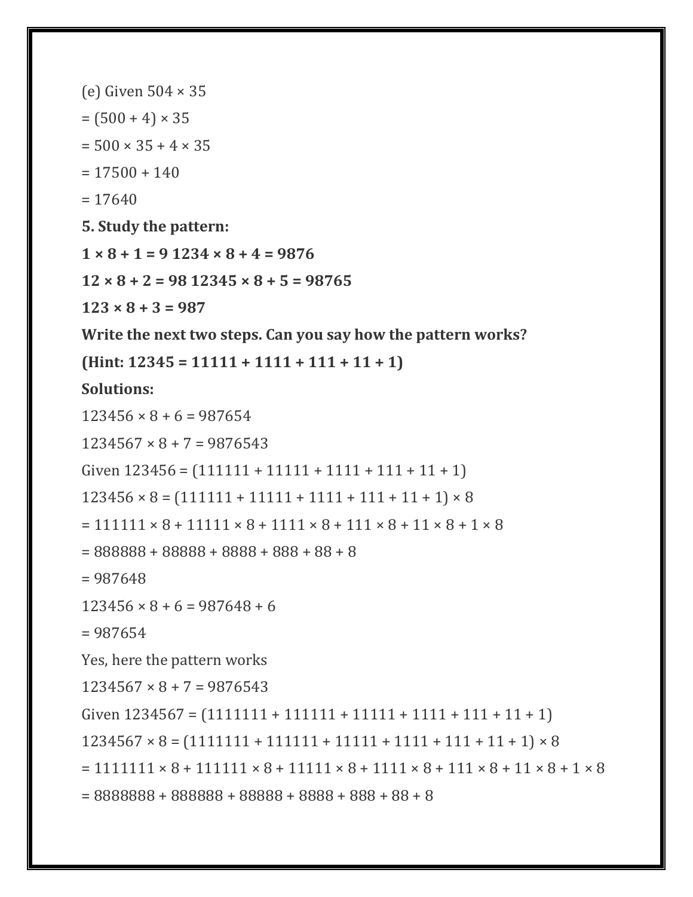(e) Given $504 \times 35$

$= (500 + 4) \times 35$

$= 500 \times 35 + 4 \times 35$

$= 17500 + 140$

$= 17640$

**5. Study the pattern:**

**$1 \times 8 + 1 = 9$ $1234 \times 8 + 4 = 9876$**

**$12 \times 8 + 2 = 98$ $12345 \times 8 + 5 = 98765$**

**$123 \times 8 + 3 = 987$**

**Write the next two steps. Can you say how the pattern works?**

**(Hint: $12345 = 11111 + 1111 + 111 + 11 + 1$)**

**Solutions:**

$123456 \times 8 + 6 = 987654$

$1234567 \times 8 + 7 = 9876543$

Given $123456 = (111111 + 11111 + 1111 + 111 + 11 + 1)$

$123456 \times 8 = (111111 + 11111 + 1111 + 111 + 11 + 1) \times 8$

$= 111111 \times 8 + 11111 \times 8 + 1111 \times 8 + 111 \times 8 + 11 \times 8 + 1 \times 8$

$= 888888 + 88888 + 8888 + 888 + 88 + 8$

$= 987648$

$123456 \times 8 + 6 = 987648 + 6$

$= 987654$

Yes, here the pattern works

$1234567 \times 8 + 7 = 9876543$

Given $1234567 = (1111111 + 111111 + 11111 + 1111 + 111 + 11 + 1)$

$1234567 \times 8 = (1111111 + 111111 + 11111 + 1111 + 111 + 11 + 1) \times 8$

$= 1111111 \times 8 + 111111 \times 8 + 11111 \times 8 + 1111 \times 8 + 111 \times 8 + 11 \times 8 + 1 \times 8$

$= 8888888 + 888888 + 88888 + 8888 + 888 + 88 + 8$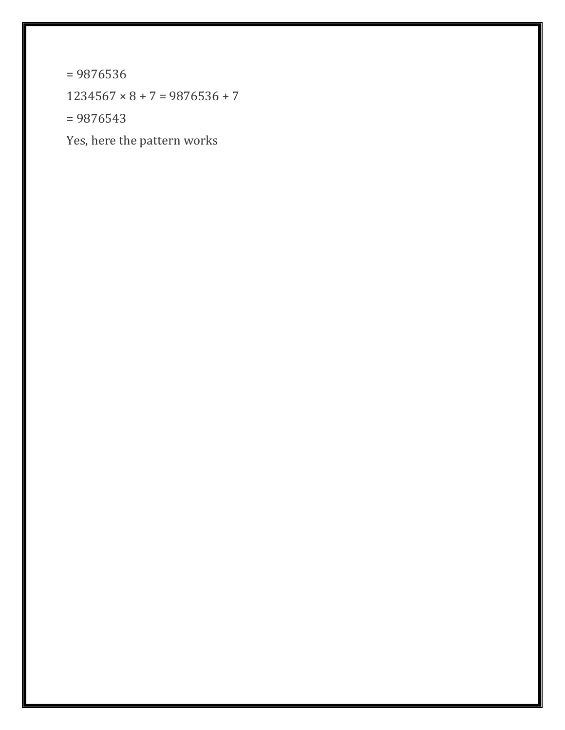$= 9876536$

$1234567 \times 8 + 7 = 9876536 + 7$

$= 9876543$

Yes, here the pattern works